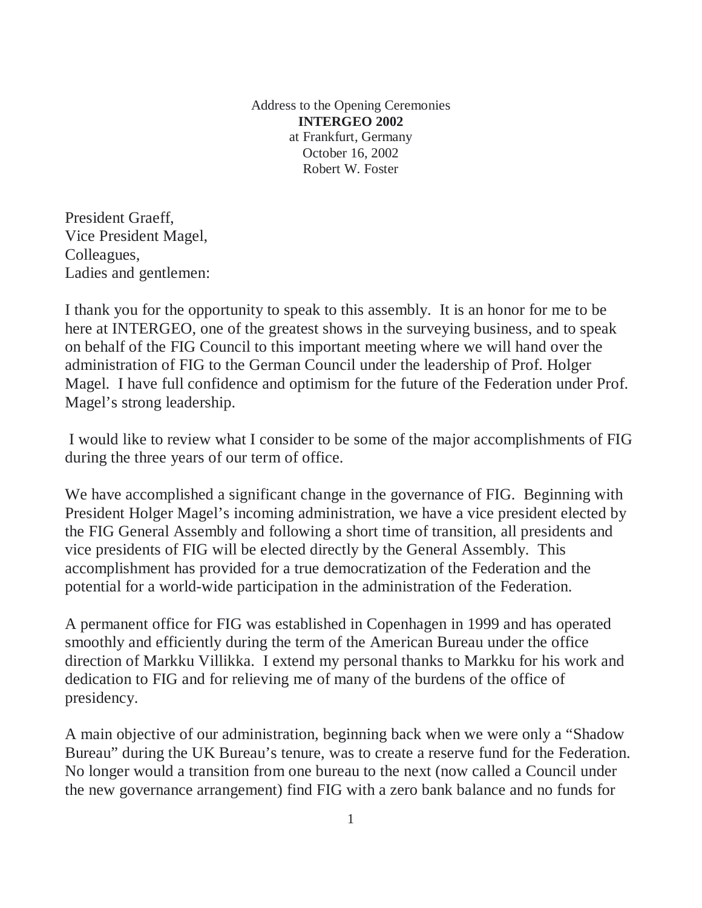Address to the Opening Ceremonies
**INTERGEO 2002**
at Frankfurt, Germany
October 16, 2002
Robert W. Foster

President Graeff,
Vice President Magel,
Colleagues,
Ladies and gentlemen:

I thank you for the opportunity to speak to this assembly. It is an honor for me to be here at INTERGEO, one of the greatest shows in the surveying business, and to speak on behalf of the FIG Council to this important meeting where we will hand over the administration of FIG to the German Council under the leadership of Prof. Holger Magel. I have full confidence and optimism for the future of the Federation under Prof. Magel's strong leadership.

I would like to review what I consider to be some of the major accomplishments of FIG during the three years of our term of office.

We have accomplished a significant change in the governance of FIG. Beginning with President Holger Magel's incoming administration, we have a vice president elected by the FIG General Assembly and following a short time of transition, all presidents and vice presidents of FIG will be elected directly by the General Assembly. This accomplishment has provided for a true democratization of the Federation and the potential for a world-wide participation in the administration of the Federation.

A permanent office for FIG was established in Copenhagen in 1999 and has operated smoothly and efficiently during the term of the American Bureau under the office direction of Markku Villikka. I extend my personal thanks to Markku for his work and dedication to FIG and for relieving me of many of the burdens of the office of presidency.

A main objective of our administration, beginning back when we were only a "Shadow Bureau" during the UK Bureau's tenure, was to create a reserve fund for the Federation. No longer would a transition from one bureau to the next (now called a Council under the new governance arrangement) find FIG with a zero bank balance and no funds for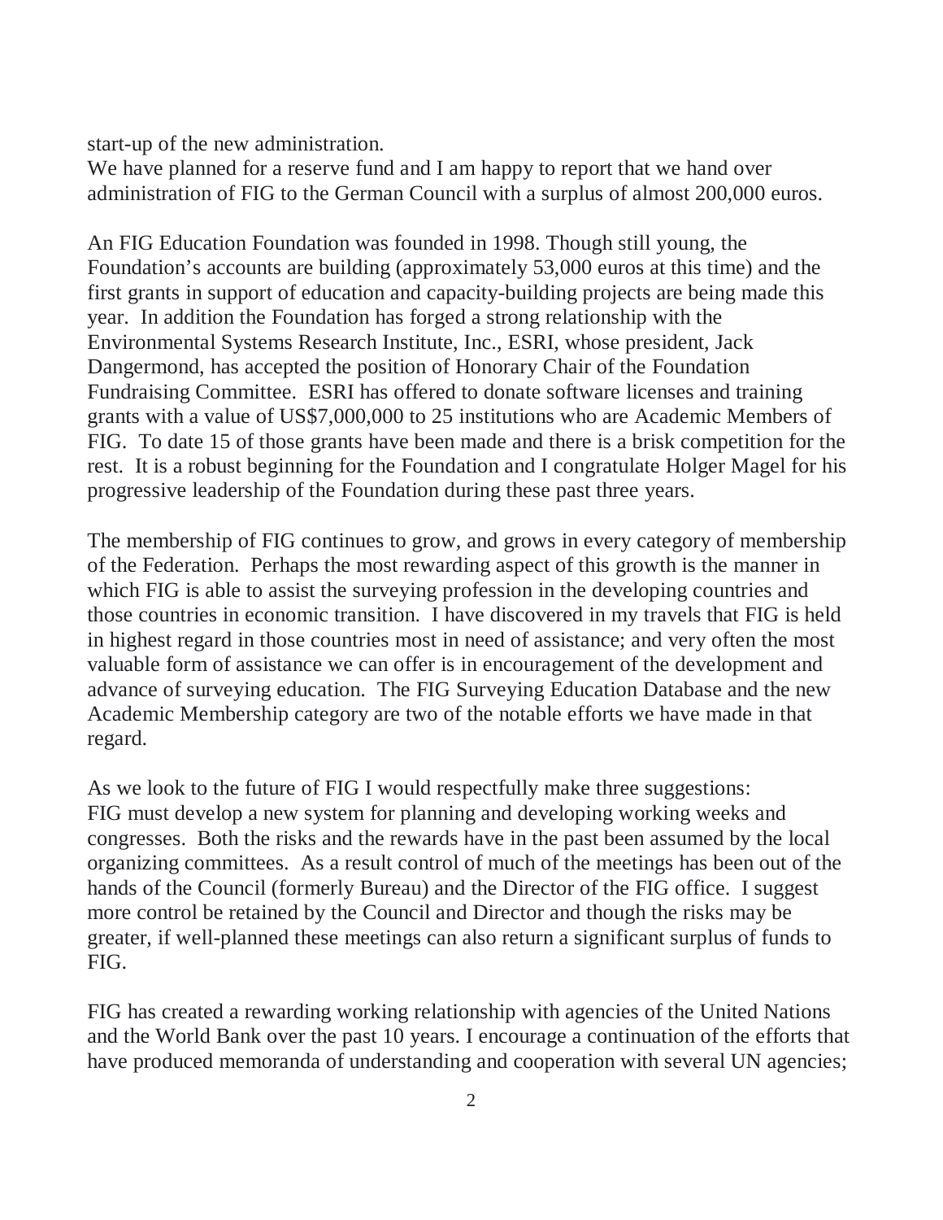start-up of the new administration.
We have planned for a reserve fund and I am happy to report that we hand over administration of FIG to the German Council with a surplus of almost 200,000 euros.

An FIG Education Foundation was founded in 1998. Though still young, the Foundation's accounts are building (approximately 53,000 euros at this time) and the first grants in support of education and capacity-building projects are being made this year. In addition the Foundation has forged a strong relationship with the Environmental Systems Research Institute, Inc., ESRI, whose president, Jack Dangermond, has accepted the position of Honorary Chair of the Foundation Fundraising Committee. ESRI has offered to donate software licenses and training grants with a value of US$7,000,000 to 25 institutions who are Academic Members of FIG. To date 15 of those grants have been made and there is a brisk competition for the rest. It is a robust beginning for the Foundation and I congratulate Holger Magel for his progressive leadership of the Foundation during these past three years.

The membership of FIG continues to grow, and grows in every category of membership of the Federation. Perhaps the most rewarding aspect of this growth is the manner in which FIG is able to assist the surveying profession in the developing countries and those countries in economic transition. I have discovered in my travels that FIG is held in highest regard in those countries most in need of assistance; and very often the most valuable form of assistance we can offer is in encouragement of the development and advance of surveying education. The FIG Surveying Education Database and the new Academic Membership category are two of the notable efforts we have made in that regard.

As we look to the future of FIG I would respectfully make three suggestions:
FIG must develop a new system for planning and developing working weeks and congresses. Both the risks and the rewards have in the past been assumed by the local organizing committees. As a result control of much of the meetings has been out of the hands of the Council (formerly Bureau) and the Director of the FIG office. I suggest more control be retained by the Council and Director and though the risks may be greater, if well-planned these meetings can also return a significant surplus of funds to FIG.

FIG has created a rewarding working relationship with agencies of the United Nations and the World Bank over the past 10 years. I encourage a continuation of the efforts that have produced memoranda of understanding and cooperation with several UN agencies;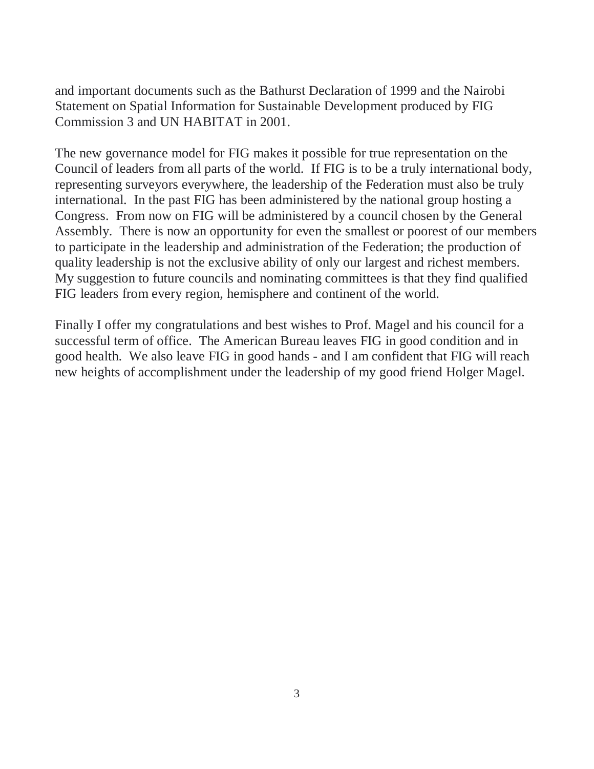and important documents such as the Bathurst Declaration of 1999 and the Nairobi Statement on Spatial Information for Sustainable Development produced by FIG Commission 3 and UN HABITAT in 2001.

The new governance model for FIG makes it possible for true representation on the Council of leaders from all parts of the world. If FIG is to be a truly international body, representing surveyors everywhere, the leadership of the Federation must also be truly international. In the past FIG has been administered by the national group hosting a Congress. From now on FIG will be administered by a council chosen by the General Assembly. There is now an opportunity for even the smallest or poorest of our members to participate in the leadership and administration of the Federation; the production of quality leadership is not the exclusive ability of only our largest and richest members. My suggestion to future councils and nominating committees is that they find qualified FIG leaders from every region, hemisphere and continent of the world.

Finally I offer my congratulations and best wishes to Prof. Magel and his council for a successful term of office. The American Bureau leaves FIG in good condition and in good health. We also leave FIG in good hands - and I am confident that FIG will reach new heights of accomplishment under the leadership of my good friend Holger Magel.